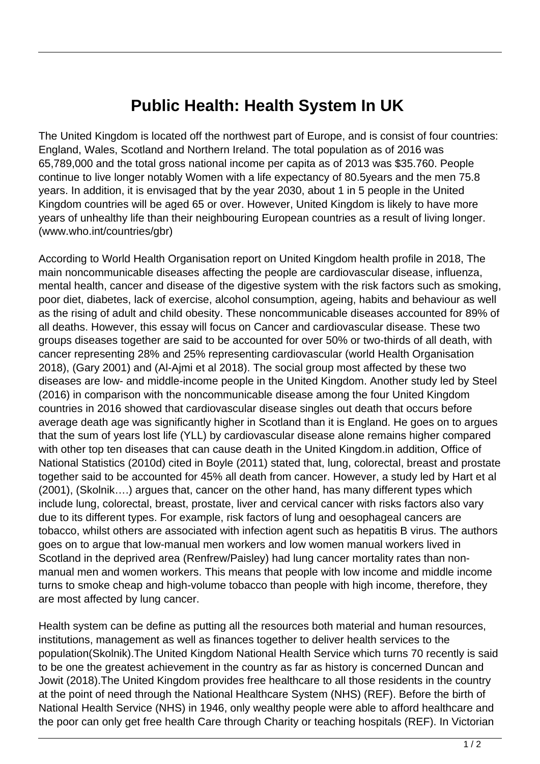# Public Health: Health System In UK

The United Kingdom is located off the northwest part of Europe, and is consist of four countries: England, Wales, Scotland and Northern Ireland. The total population as of 2016 was 65,789,000 and the total gross national income per capita as of 2013 was $35.760. People continue to live longer notably Women with a life expectancy of 80.5years and the men 75.8 years. In addition, it is envisaged that by the year 2030, about 1 in 5 people in the United Kingdom countries will be aged 65 or over. However, United Kingdom is likely to have more years of unhealthy life than their neighbouring European countries as a result of living longer. (www.who.int/countries/gbr)

According to World Health Organisation report on United Kingdom health profile in 2018, The main noncommunicable diseases affecting the people are cardiovascular disease, influenza, mental health, cancer and disease of the digestive system with the risk factors such as smoking, poor diet, diabetes, lack of exercise, alcohol consumption, ageing, habits and behaviour as well as the rising of adult and child obesity. These noncommunicable diseases accounted for 89% of all deaths. However, this essay will focus on Cancer and cardiovascular disease. These two groups diseases together are said to be accounted for over 50% or two-thirds of all death, with cancer representing 28% and 25% representing cardiovascular (world Health Organisation 2018), (Gary 2001) and (Al-Ajmi et al 2018). The social group most affected by these two diseases are low- and middle-income people in the United Kingdom. Another study led by Steel (2016) in comparison with the noncommunicable disease among the four United Kingdom countries in 2016 showed that cardiovascular disease singles out death that occurs before average death age was significantly higher in Scotland than it is England. He goes on to argues that the sum of years lost life (YLL) by cardiovascular disease alone remains higher compared with other top ten diseases that can cause death in the United Kingdom.in addition, Office of National Statistics (2010d) cited in Boyle (2011) stated that, lung, colorectal, breast and prostate together said to be accounted for 45% all death from cancer. However, a study led by Hart et al (2001), (Skolnik….) argues that, cancer on the other hand, has many different types which include lung, colorectal, breast, prostate, liver and cervical cancer with risks factors also vary due to its different types. For example, risk factors of lung and oesophageal cancers are tobacco, whilst others are associated with infection agent such as hepatitis B virus. The authors goes on to argue that low-manual men workers and low women manual workers lived in Scotland in the deprived area (Renfrew/Paisley) had lung cancer mortality rates than non-manual men and women workers. This means that people with low income and middle income turns to smoke cheap and high-volume tobacco than people with high income, therefore, they are most affected by lung cancer.

Health system can be define as putting all the resources both material and human resources, institutions, management as well as finances together to deliver health services to the population(Skolnik).The United Kingdom National Health Service which turns 70 recently is said to be one the greatest achievement in the country as far as history is concerned Duncan and Jowit (2018).The United Kingdom provides free healthcare to all those residents in the country at the point of need through the National Healthcare System (NHS) (REF). Before the birth of National Health Service (NHS) in 1946, only wealthy people were able to afford healthcare and the poor can only get free health Care through Charity or teaching hospitals (REF). In Victorian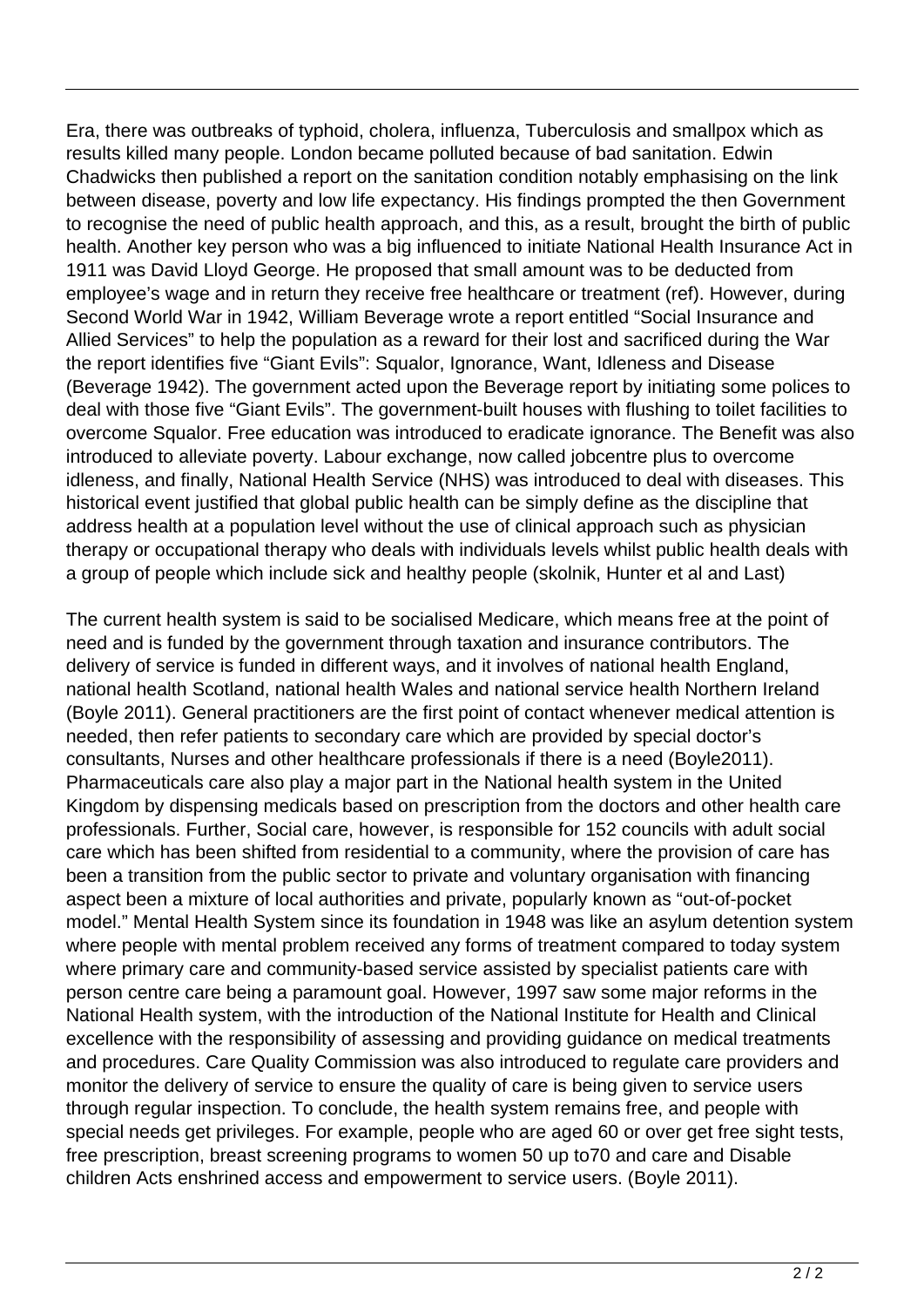Era, there was outbreaks of typhoid, cholera, influenza, Tuberculosis and smallpox which as results killed many people. London became polluted because of bad sanitation. Edwin Chadwicks then published a report on the sanitation condition notably emphasising on the link between disease, poverty and low life expectancy. His findings prompted the then Government to recognise the need of public health approach, and this, as a result, brought the birth of public health. Another key person who was a big influenced to initiate National Health Insurance Act in 1911 was David Lloyd George. He proposed that small amount was to be deducted from employee's wage and in return they receive free healthcare or treatment (ref). However, during Second World War in 1942, William Beverage wrote a report entitled "Social Insurance and Allied Services" to help the population as a reward for their lost and sacrificed during the War the report identifies five "Giant Evils": Squalor, Ignorance, Want, Idleness and Disease (Beverage 1942). The government acted upon the Beverage report by initiating some polices to deal with those five "Giant Evils". The government-built houses with flushing to toilet facilities to overcome Squalor. Free education was introduced to eradicate ignorance. The Benefit was also introduced to alleviate poverty. Labour exchange, now called jobcentre plus to overcome idleness, and finally, National Health Service (NHS) was introduced to deal with diseases. This historical event justified that global public health can be simply define as the discipline that address health at a population level without the use of clinical approach such as physician therapy or occupational therapy who deals with individuals levels whilst public health deals with a group of people which include sick and healthy people (skolnik, Hunter et al and Last)

The current health system is said to be socialised Medicare, which means free at the point of need and is funded by the government through taxation and insurance contributors. The delivery of service is funded in different ways, and it involves of national health England, national health Scotland, national health Wales and national service health Northern Ireland (Boyle 2011). General practitioners are the first point of contact whenever medical attention is needed, then refer patients to secondary care which are provided by special doctor's consultants, Nurses and other healthcare professionals if there is a need (Boyle2011). Pharmaceuticals care also play a major part in the National health system in the United Kingdom by dispensing medicals based on prescription from the doctors and other health care professionals. Further, Social care, however, is responsible for 152 councils with adult social care which has been shifted from residential to a community, where the provision of care has been a transition from the public sector to private and voluntary organisation with financing aspect been a mixture of local authorities and private, popularly known as "out-of-pocket model." Mental Health System since its foundation in 1948 was like an asylum detention system where people with mental problem received any forms of treatment compared to today system where primary care and community-based service assisted by specialist patients care with person centre care being a paramount goal. However, 1997 saw some major reforms in the National Health system, with the introduction of the National Institute for Health and Clinical excellence with the responsibility of assessing and providing guidance on medical treatments and procedures. Care Quality Commission was also introduced to regulate care providers and monitor the delivery of service to ensure the quality of care is being given to service users through regular inspection. To conclude, the health system remains free, and people with special needs get privileges. For example, people who are aged 60 or over get free sight tests, free prescription, breast screening programs to women 50 up to70 and care and Disable children Acts enshrined access and empowerment to service users. (Boyle 2011).